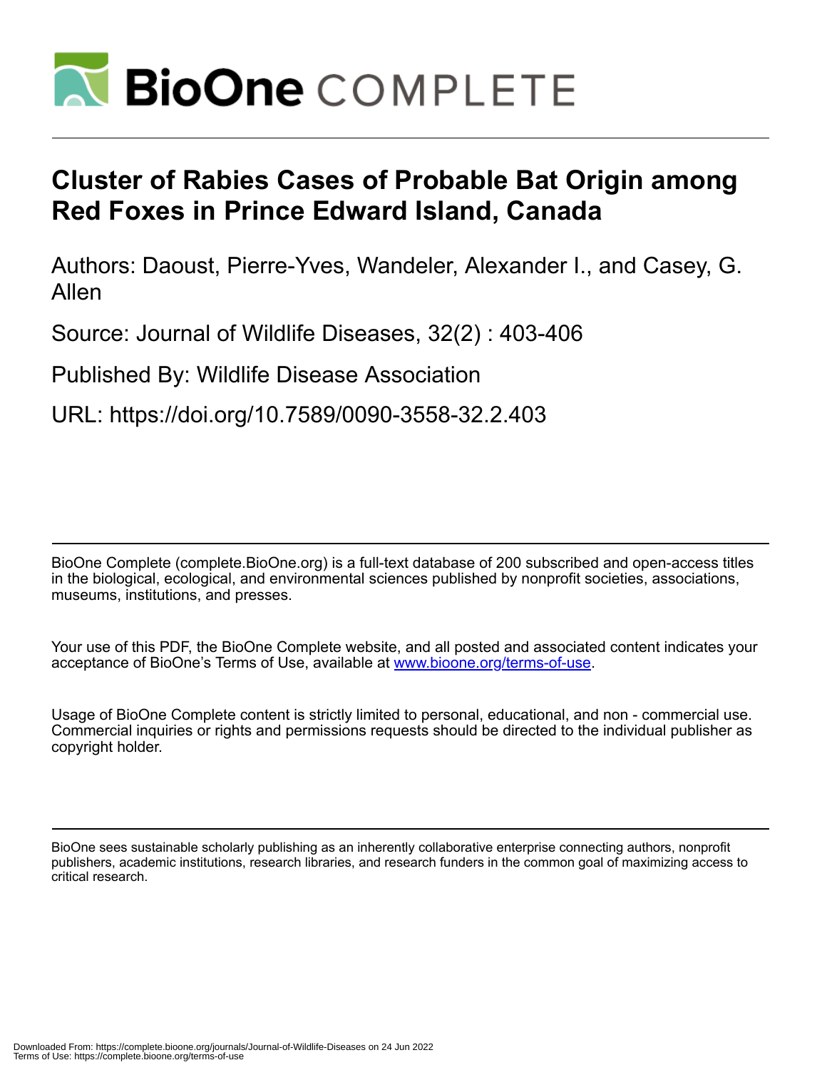# Cluster of Rabies Cases of Probable Bat Origin among Red Foxes in Prince Edward Island, Canada

Authors: Daoust, Pierre-Yves, Wandeler, Alexander I., and Casey, G. Allen

Source: Journal of Wildlife Diseases, 32(2) : 403-406

Published By: Wildlife Disease Association

URL: https://doi.org/10.7589/0090-3558-32.2.403

BioOne Complete (complete.BioOne.org) is a full-text database of 200 subscribed and open-access titles in the biological, ecological, and environmental sciences published by nonprofit societies, associations, museums, institutions, and presses.

Your use of this PDF, the BioOne Complete website, and all posted and associated content indicates your acceptance of BioOne's Terms of Use, available at www.bioone.org/terms-of-use.

Usage of BioOne Complete content is strictly limited to personal, educational, and non - commercial use. Commercial inquiries or rights and permissions requests should be directed to the individual publisher as copyright holder.

BioOne sees sustainable scholarly publishing as an inherently collaborative enterprise connecting authors, nonprofit publishers, academic institutions, research libraries, and research funders in the common goal of maximizing access to critical research.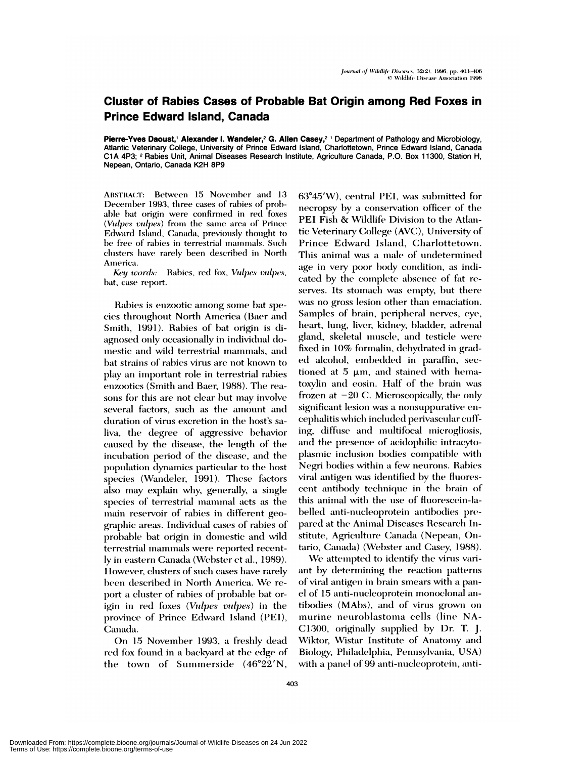# Cluster of Rabies Cases of Probable Bat Origin among Red Foxes in Prince Edward Island, Canada

**Pierre-Yves Daoust,[1] Alexander I. Wandeler,[2] G. Allen Casey,[2]** [1] Department of Pathology and Microbiology, Atlantic Veterinary College, University of Prince Edward Island, Charlottetown, Prince Edward Island, Canada C1A 4P3; [2] Rabies Unit, Animal Diseases Research Institute, Agriculture Canada, P.O. Box 11300, Station H, Nepean, Ontario, Canada K2H 8P9

ABSTRACT: Between 15 November and 13 December 1993, three cases of rabies of probable bat origin were confirmed in red foxes (*Vulpes vulpes*) from the same area of Prince Edward Island, Canada, previously thought to be free of rabies in terrestrial mammals. Such clusters have rarely been described in North America.

*Key words:* Rabies, red fox, *Vulpes vulpes*, bat, case report.

Rabies is enzootic among some bat species throughout North America (Baer and Smith, 1991). Rabies of bat origin is diagnosed only occasionally in individual domestic and wild terrestrial mammals, and bat strains of rabies virus are not known to play an important role in terrestrial rabies enzootics (Smith and Baer, 1988). The reasons for this are not clear but may involve several factors, such as the amount and duration of virus excretion in the host's saliva, the degree of aggressive behavior caused by the disease, the length of the incubation period of the disease, and the population dynamics particular to the host species (Wandeler, 1991). These factors also may explain why, generally, a single species of terrestrial mammal acts as the main reservoir of rabies in different geographic areas. Individual cases of rabies of probable bat origin in domestic and wild terrestrial mammals were reported recently in eastern Canada (Webster et al., 1989). However, clusters of such cases have rarely been described in North America. We report a cluster of rabies of probable bat origin in red foxes (*Vulpes vulpes*) in the province of Prince Edward Island (PEI), Canada.

On 15 November 1993, a freshly dead red fox found in a backyard at the edge of the town of Summerside (46°22′N, 63°45′W), central PEI, was submitted for necropsy by a conservation officer of the PEI Fish & Wildlife Division to the Atlantic Veterinary College (AVC), University of Prince Edward Island, Charlottetown. This animal was a male of undetermined age in very poor body condition, as indicated by the complete absence of fat reserves. Its stomach was empty, but there was no gross lesion other than emaciation. Samples of brain, peripheral nerves, eye, heart, lung, liver, kidney, bladder, adrenal gland, skeletal muscle, and testicle were fixed in 10% formalin, dehydrated in graded alcohol, embedded in paraffin, sectioned at 5 μm, and stained with hematoxylin and eosin. Half of the brain was frozen at −20 C. Microscopically, the only significant lesion was a nonsuppurative encephalitis which included perivascular cuffing, diffuse and multifocal microgliosis, and the presence of acidophilic intracytoplasmic inclusion bodies compatible with Negri bodies within a few neurons. Rabies viral antigen was identified by the fluorescent antibody technique in the brain of this animal with the use of fluorescein-labelled anti-nucleoprotein antibodies prepared at the Animal Diseases Research Institute, Agriculture Canada (Nepean, Ontario, Canada) (Webster and Casey, 1988).

We attempted to identify the virus variant by determining the reaction patterns of viral antigen in brain smears with a panel of 15 anti-nucleoprotein monoclonal antibodies (MAbs), and of virus grown on murine neuroblastoma cells (line NA-C1300, originally supplied by Dr. T. J. Wiktor, Wistar Institute of Anatomy and Biology, Philadelphia, Pennsylvania, USA) with a panel of 99 anti-nucleoprotein, anti-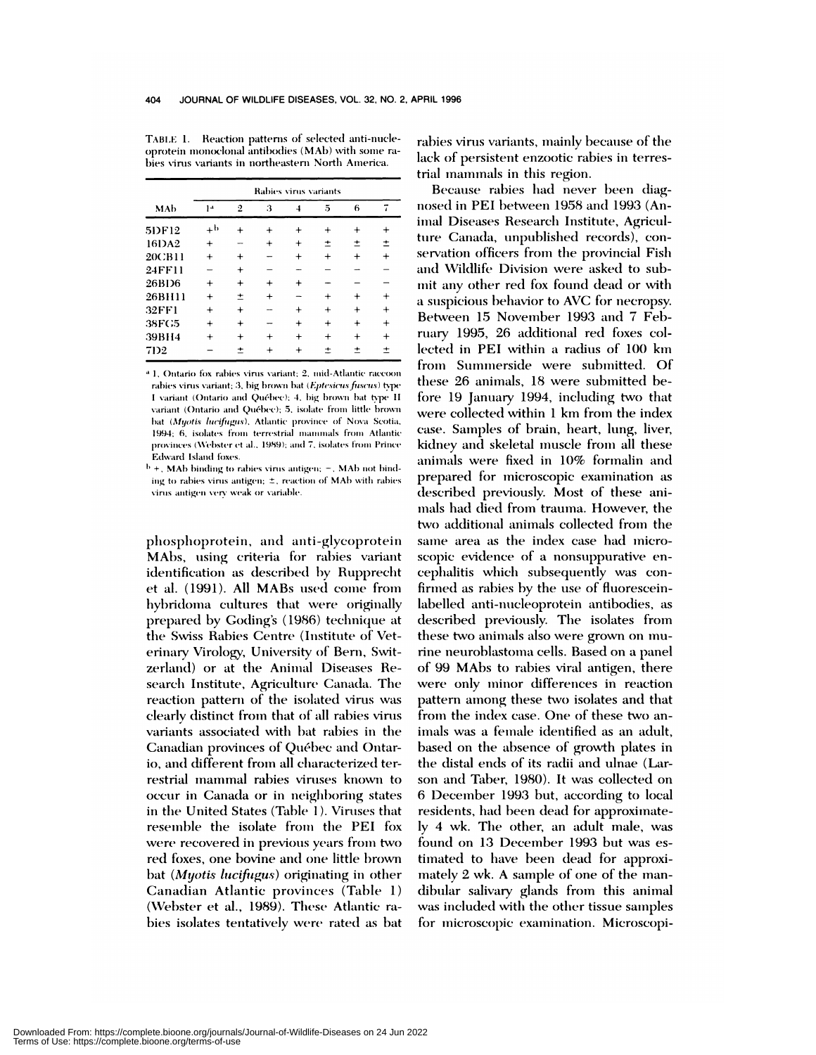TABLE 1. Reaction patterns of selected anti-nucleoprotein monoclonal antibodies (MAb) with some rabies virus variants in northeastern North America.

| MAb | Rabies virus variants | | | | | | |
|---|---|---|---|---|---|---|---|
| | 1[a] | 2 | 3 | 4 | 5 | 6 | 7 |
| 5DF12 | +[b] | + | + | + | + | + | + |
| 16DA2 | + | − | + | + | ± | ± | ± |
| 20CB11 | + | + | − | + | + | + | + |
| 24FF11 | − | + | − | − | − | − | − |
| 26BD6 | + | + | + | + | − | − | − |
| 26BH11 | + | ± | + | − | + | + | + |
| 32FF1 | + | + | − | + | + | + | + |
| 38FG5 | + | + | − | + | + | + | + |
| 39BH4 | + | + | + | + | + | + | + |
| 7D2 | − | ± | + | + | ± | ± | ± |

[a] 1, Ontario fox rabies virus variant; 2, mid-Atlantic raccoon rabies virus variant; 3, big brown bat (*Eptesicus fuscus*) type I variant (Ontario and Québec); 4, big brown bat type II variant (Ontario and Québec); 5, isolate from little brown bat (*Myotis lucifugus*), Atlantic province of Nova Scotia, 1994; 6, isolates from terrestrial mammals from Atlantic provinces (Webster et al., 1989); and 7, isolates from Prince Edward Island foxes.

[b] +, MAb binding to rabies virus antigen; −, MAb not binding to rabies virus antigen; ±, reaction of MAb with rabies virus antigen very weak or variable.

phosphoprotein, and anti-glycoprotein MAbs, using criteria for rabies variant identification as described by Rupprecht et al. (1991). All MABs used come from hybridoma cultures that were originally prepared by Goding's (1986) technique at the Swiss Rabies Centre (Institute of Veterinary Virology, University of Bern, Switzerland) or at the Animal Diseases Research Institute, Agriculture Canada. The reaction pattern of the isolated virus was clearly distinct from that of all rabies virus variants associated with bat rabies in the Canadian provinces of Québec and Ontario, and different from all characterized terrestrial mammal rabies viruses known to occur in Canada or in neighboring states in the United States (Table 1). Viruses that resemble the isolate from the PEI fox were recovered in previous years from two red foxes, one bovine and one little brown bat (*Myotis lucifugus*) originating in other Canadian Atlantic provinces (Table 1) (Webster et al., 1989). These Atlantic rabies isolates tentatively were rated as bat rabies virus variants, mainly because of the lack of persistent enzootic rabies in terrestrial mammals in this region.

Because rabies had never been diagnosed in PEI between 1958 and 1993 (Animal Diseases Research Institute, Agriculture Canada, unpublished records), conservation officers from the provincial Fish and Wildlife Division were asked to submit any other red fox found dead or with a suspicious behavior to AVC for necropsy. Between 15 November 1993 and 7 February 1995, 26 additional red foxes collected in PEI within a radius of 100 km from Summerside were submitted. Of these 26 animals, 18 were submitted before 19 January 1994, including two that were collected within 1 km from the index case. Samples of brain, heart, lung, liver, kidney and skeletal muscle from all these animals were fixed in 10% formalin and prepared for microscopic examination as described previously. Most of these animals had died from trauma. However, the two additional animals collected from the same area as the index case had microscopic evidence of a nonsuppurative encephalitis which subsequently was confirmed as rabies by the use of fluorescein-labelled anti-nucleoprotein antibodies, as described previously. The isolates from these two animals also were grown on murine neuroblastoma cells. Based on a panel of 99 MAbs to rabies viral antigen, there were only minor differences in reaction pattern among these two isolates and that from the index case. One of these two animals was a female identified as an adult, based on the absence of growth plates in the distal ends of its radii and ulnae (Larson and Taber, 1980). It was collected on 6 December 1993 but, according to local residents, had been dead for approximately 4 wk. The other, an adult male, was found on 13 December 1993 but was estimated to have been dead for approximately 2 wk. A sample of one of the mandibular salivary glands from this animal was included with the other tissue samples for microscopic examination. Microscopi-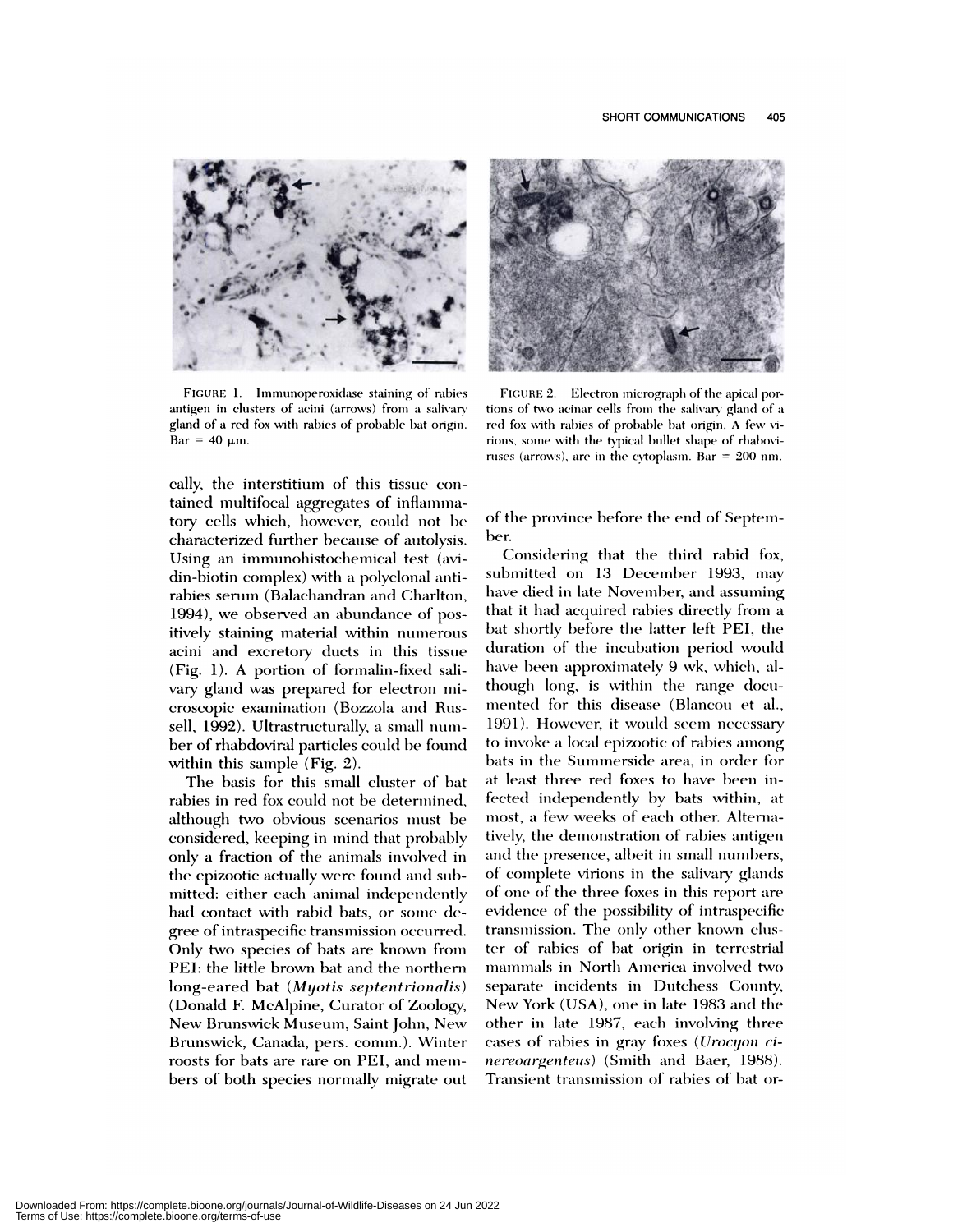FIGURE 1. Immunoperoxidase staining of rabies antigen in clusters of acini (arrows) from a salivary gland of a red fox with rabies of probable bat origin. Bar = 40 μm.

FIGURE 2. Electron micrograph of the apical portions of two acinar cells from the salivary gland of a red fox with rabies of probable bat origin. A few virions, some with the typical bullet shape of rhaboviruses (arrows), are in the cytoplasm. Bar = 200 nm.

cally, the interstitium of this tissue contained multifocal aggregates of inflammatory cells which, however, could not be characterized further because of autolysis. Using an immunohistochemical test (avidin-biotin complex) with a polyclonal antirabies serum (Balachandran and Charlton, 1994), we observed an abundance of positively staining material within numerous acini and excretory ducts in this tissue (Fig. 1). A portion of formalin-fixed salivary gland was prepared for electron microscopic examination (Bozzola and Russell, 1992). Ultrastructurally, a small number of rhabdoviral particles could be found within this sample (Fig. 2).

The basis for this small cluster of bat rabies in red fox could not be determined, although two obvious scenarios must be considered, keeping in mind that probably only a fraction of the animals involved in the epizootic actually were found and submitted: either each animal independently had contact with rabid bats, or some degree of intraspecific transmission occurred. Only two species of bats are known from PEI: the little brown bat and the northern long-eared bat (*Myotis septentrionalis*) (Donald F. McAlpine, Curator of Zoology, New Brunswick Museum, Saint John, New Brunswick, Canada, pers. comm.). Winter roosts for bats are rare on PEI, and members of both species normally migrate out of the province before the end of September.

Considering that the third rabid fox, submitted on 13 December 1993, may have died in late November, and assuming that it had acquired rabies directly from a bat shortly before the latter left PEI, the duration of the incubation period would have been approximately 9 wk, which, although long, is within the range documented for this disease (Blancou et al., 1991). However, it would seem necessary to invoke a local epizootic of rabies among bats in the Summerside area, in order for at least three red foxes to have been infected independently by bats within, at most, a few weeks of each other. Alternatively, the demonstration of rabies antigen and the presence, albeit in small numbers, of complete virions in the salivary glands of one of the three foxes in this report are evidence of the possibility of intraspecific transmission. The only other known cluster of rabies of bat origin in terrestrial mammals in North America involved two separate incidents in Dutchess County, New York (USA), one in late 1983 and the other in late 1987, each involving three cases of rabies in gray foxes (*Urocyon cinereoargenteus*) (Smith and Baer, 1988). Transient transmission of rabies of bat or-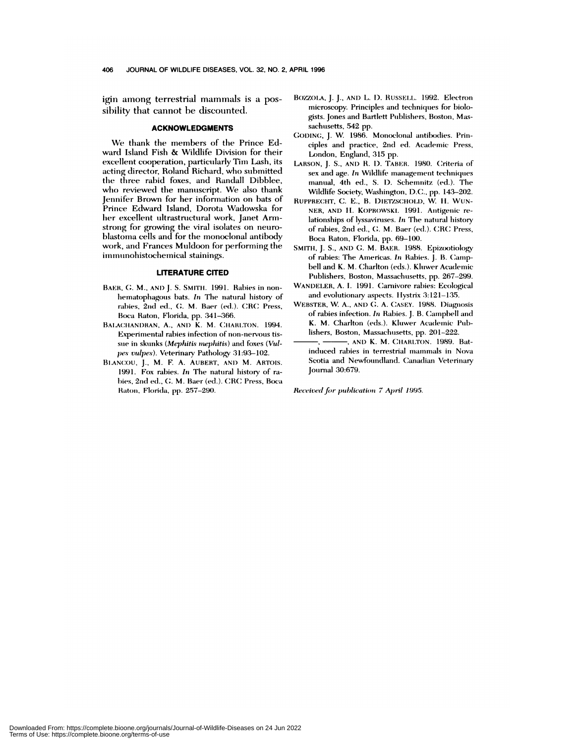igin among terrestrial mammals is a possibility that cannot be discounted.

## ACKNOWLEDGMENTS

We thank the members of the Prince Edward Island Fish & Wildlife Division for their excellent cooperation, particularly Tim Lash, its acting director, Roland Richard, who submitted the three rabid foxes, and Randall Dibblee, who reviewed the manuscript. We also thank Jennifer Brown for her information on bats of Prince Edward Island, Dorota Wadowska for her excellent ultrastructural work, Janet Armstrong for growing the viral isolates on neuroblastoma cells and for the monoclonal antibody work, and Frances Muldoon for performing the immunohistochemical stainings.

## LITERATURE CITED

BAER, G. M., AND J. S. SMITH. 1991. Rabies in nonhematophagous bats. *In* The natural history of rabies, 2nd ed., G. M. Baer (ed.). CRC Press, Boca Raton, Florida, pp. 341–366.

BALACHANDRAN, A., AND K. M. CHARLTON. 1994. Experimental rabies infection of non-nervous tissue in skunks (*Mephitis mephitis*) and foxes (*Vulpes vulpes*). Veterinary Pathology 31:93–102.

BLANCOU, J., M. F. A. AUBERT, AND M. ARTOIS. 1991. Fox rabies. *In* The natural history of rabies, 2nd ed., G. M. Baer (ed.). CRC Press, Boca Raton, Florida, pp. 257–290.

BOZZOLA, J. J., AND L. D. RUSSELL. 1992. Electron microscopy. Principles and techniques for biologists. Jones and Bartlett Publishers, Boston, Massachusetts, 542 pp.

GODING, J. W. 1986. Monoclonal antibodies. Principles and practice, 2nd ed. Academic Press, London, England, 315 pp.

LARSON, J. S., AND R. D. TABER. 1980. Criteria of sex and age. *In* Wildlife management techniques manual, 4th ed., S. D. Schemnitz (ed.). The Wildlife Society, Washington, D.C., pp. 143–202.

RUPPRECHT, C. E., B. DIETZSCHOLD, W. H. WUNNER, AND H. KOPROWSKI. 1991. Antigenic relationships of lyssaviruses. *In* The natural history of rabies, 2nd ed., G. M. Baer (ed.). CRC Press, Boca Raton, Florida, pp. 69–100.

SMITH, J. S., AND G. M. BAER. 1988. Epizootiology of rabies: The Americas. *In* Rabies. J. B. Campbell and K. M. Charlton (eds.). Kluwer Academic Publishers, Boston, Massachusetts, pp. 267–299.

WANDELER, A. I. 1991. Carnivore rabies: Ecological and evolutionary aspects. Hystrix 3:121–135.

WEBSTER, W. A., AND G. A. CASEY. 1988. Diagnosis of rabies infection. *In* Rabies. J. B. Campbell and K. M. Charlton (eds.). Kluwer Academic Publishers, Boston, Massachusetts, pp. 201–222.

———, ———, AND K. M. CHARLTON. 1989. Bat-induced rabies in terrestrial mammals in Nova Scotia and Newfoundland. Canadian Veterinary Journal 30:679.

*Received for publication 7 April 1995.*